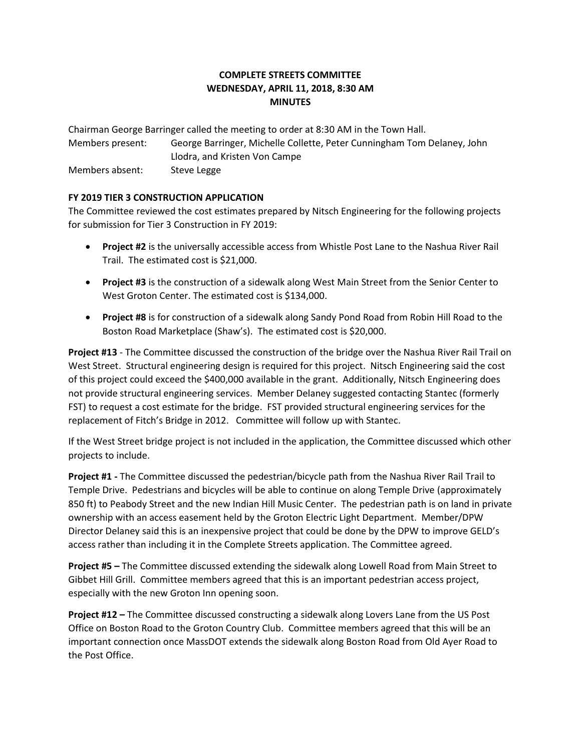# COMPLETE STREETS COMMITTEE
## WEDNESDAY, APRIL 11, 2018, 8:30 AM
## MINUTES

Chairman George Barringer called the meeting to order at 8:30 AM in the Town Hall.

Members present: George Barringer, Michelle Collette, Peter Cunningham Tom Delaney, John Llodra, and Kristen Von Campe

Members absent: Steve Legge

**FY 2019 TIER 3 CONSTRUCTION APPLICATION**

The Committee reviewed the cost estimates prepared by Nitsch Engineering for the following projects for submission for Tier 3 Construction in FY 2019:

- **Project #2** is the universally accessible access from Whistle Post Lane to the Nashua River Rail Trail. The estimated cost is $21,000.
- **Project #3** is the construction of a sidewalk along West Main Street from the Senior Center to West Groton Center. The estimated cost is $134,000.
- **Project #8** is for construction of a sidewalk along Sandy Pond Road from Robin Hill Road to the Boston Road Marketplace (Shaw's). The estimated cost is $20,000.

**Project #13** - The Committee discussed the construction of the bridge over the Nashua River Rail Trail on West Street. Structural engineering design is required for this project. Nitsch Engineering said the cost of this project could exceed the $400,000 available in the grant. Additionally, Nitsch Engineering does not provide structural engineering services. Member Delaney suggested contacting Stantec (formerly FST) to request a cost estimate for the bridge. FST provided structural engineering services for the replacement of Fitch's Bridge in 2012. Committee will follow up with Stantec.

If the West Street bridge project is not included in the application, the Committee discussed which other projects to include.

**Project #1 -** The Committee discussed the pedestrian/bicycle path from the Nashua River Rail Trail to Temple Drive. Pedestrians and bicycles will be able to continue on along Temple Drive (approximately 850 ft) to Peabody Street and the new Indian Hill Music Center. The pedestrian path is on land in private ownership with an access easement held by the Groton Electric Light Department. Member/DPW Director Delaney said this is an inexpensive project that could be done by the DPW to improve GELD's access rather than including it in the Complete Streets application. The Committee agreed.

**Project #5 –** The Committee discussed extending the sidewalk along Lowell Road from Main Street to Gibbet Hill Grill. Committee members agreed that this is an important pedestrian access project, especially with the new Groton Inn opening soon.

**Project #12 –** The Committee discussed constructing a sidewalk along Lovers Lane from the US Post Office on Boston Road to the Groton Country Club. Committee members agreed that this will be an important connection once MassDOT extends the sidewalk along Boston Road from Old Ayer Road to the Post Office.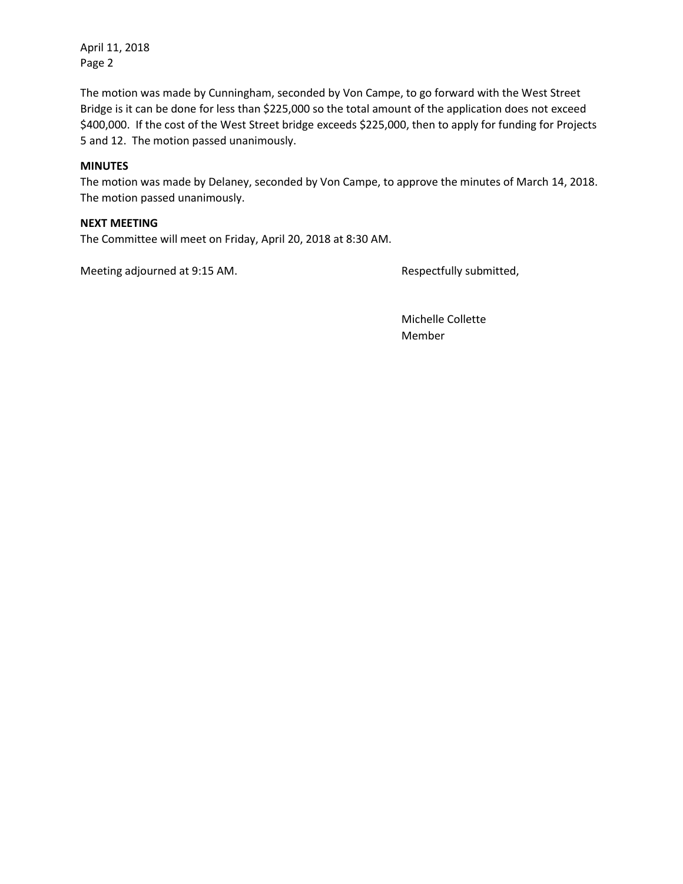The motion was made by Cunningham, seconded by Von Campe, to go forward with the West Street Bridge is it can be done for less than $225,000 so the total amount of the application does not exceed $400,000. If the cost of the West Street bridge exceeds $225,000, then to apply for funding for Projects 5 and 12. The motion passed unanimously.

**MINUTES**

The motion was made by Delaney, seconded by Von Campe, to approve the minutes of March 14, 2018. The motion passed unanimously.

**NEXT MEETING**

The Committee will meet on Friday, April 20, 2018 at 8:30 AM.

Meeting adjourned at 9:15 AM.

Respectfully submitted,

Michelle Collette
Member